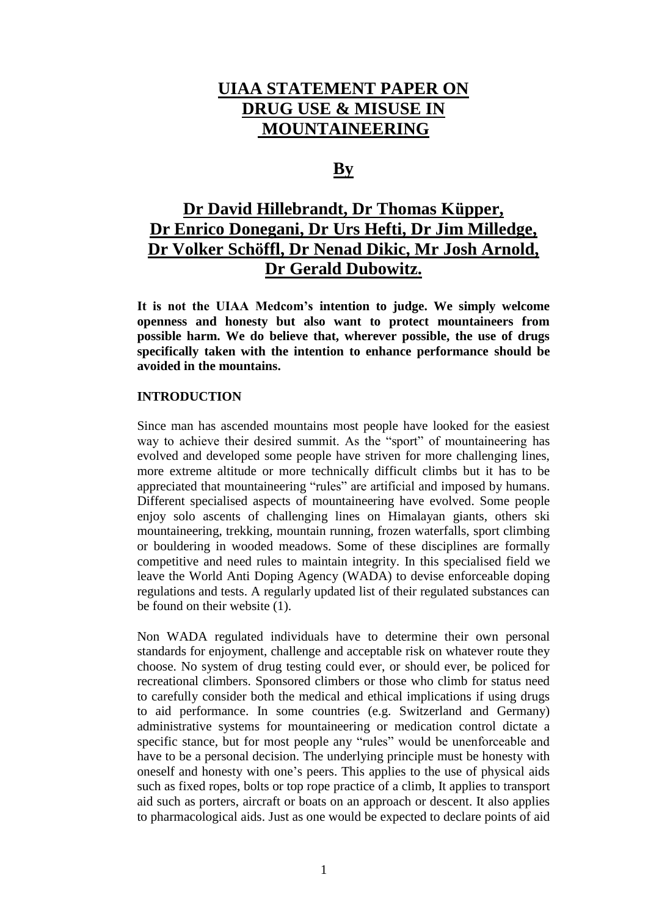# UIAA STATEMENT PAPER ON DRUG USE & MISUSE IN MOUNTAINEERING

## By

## Dr David Hillebrandt, Dr Thomas Küpper, Dr Enrico Donegani, Dr Urs Hefti, Dr Jim Milledge, Dr Volker Schöffl, Dr Nenad Dikic, Mr Josh Arnold, Dr Gerald Dubowitz.

**It is not the UIAA Medcom's intention to judge. We simply welcome openness and honesty but also want to protect mountaineers from possible harm. We do believe that, wherever possible, the use of drugs specifically taken with the intention to enhance performance should be avoided in the mountains.**

### INTRODUCTION

Since man has ascended mountains most people have looked for the easiest way to achieve their desired summit. As the "sport" of mountaineering has evolved and developed some people have striven for more challenging lines, more extreme altitude or more technically difficult climbs but it has to be appreciated that mountaineering "rules" are artificial and imposed by humans. Different specialised aspects of mountaineering have evolved. Some people enjoy solo ascents of challenging lines on Himalayan giants, others ski mountaineering, trekking, mountain running, frozen waterfalls, sport climbing or bouldering in wooded meadows. Some of these disciplines are formally competitive and need rules to maintain integrity. In this specialised field we leave the World Anti Doping Agency (WADA) to devise enforceable doping regulations and tests. A regularly updated list of their regulated substances can be found on their website (1).

Non WADA regulated individuals have to determine their own personal standards for enjoyment, challenge and acceptable risk on whatever route they choose. No system of drug testing could ever, or should ever, be policed for recreational climbers. Sponsored climbers or those who climb for status need to carefully consider both the medical and ethical implications if using drugs to aid performance. In some countries (e.g. Switzerland and Germany) administrative systems for mountaineering or medication control dictate a specific stance, but for most people any "rules" would be unenforceable and have to be a personal decision. The underlying principle must be honesty with oneself and honesty with one's peers. This applies to the use of physical aids such as fixed ropes, bolts or top rope practice of a climb, It applies to transport aid such as porters, aircraft or boats on an approach or descent. It also applies to pharmacological aids. Just as one would be expected to declare points of aid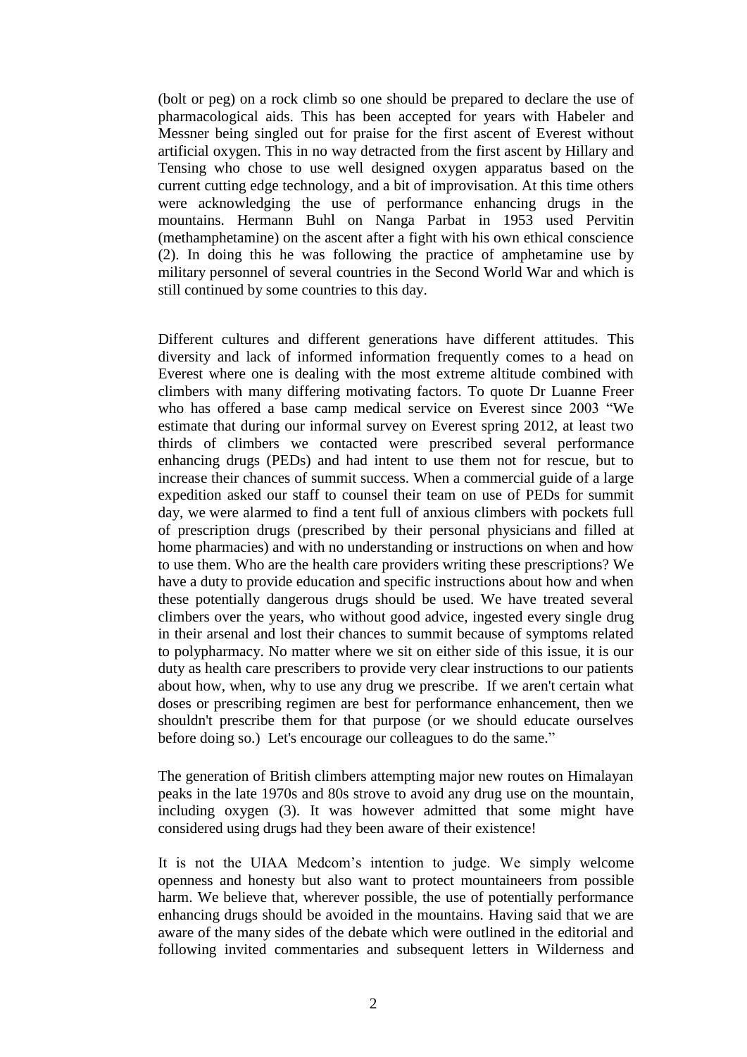(bolt or peg) on a rock climb so one should be prepared to declare the use of pharmacological aids. This has been accepted for years with Habeler and Messner being singled out for praise for the first ascent of Everest without artificial oxygen. This in no way detracted from the first ascent by Hillary and Tensing who chose to use well designed oxygen apparatus based on the current cutting edge technology, and a bit of improvisation. At this time others were acknowledging the use of performance enhancing drugs in the mountains. Hermann Buhl on Nanga Parbat in 1953 used Pervitin (methamphetamine) on the ascent after a fight with his own ethical conscience (2). In doing this he was following the practice of amphetamine use by military personnel of several countries in the Second World War and which is still continued by some countries to this day.

Different cultures and different generations have different attitudes. This diversity and lack of informed information frequently comes to a head on Everest where one is dealing with the most extreme altitude combined with climbers with many differing motivating factors. To quote Dr Luanne Freer who has offered a base camp medical service on Everest since 2003 "We estimate that during our informal survey on Everest spring 2012, at least two thirds of climbers we contacted were prescribed several performance enhancing drugs (PEDs) and had intent to use them not for rescue, but to increase their chances of summit success. When a commercial guide of a large expedition asked our staff to counsel their team on use of PEDs for summit day, we were alarmed to find a tent full of anxious climbers with pockets full of prescription drugs (prescribed by their personal physicians and filled at home pharmacies) and with no understanding or instructions on when and how to use them. Who are the health care providers writing these prescriptions? We have a duty to provide education and specific instructions about how and when these potentially dangerous drugs should be used. We have treated several climbers over the years, who without good advice, ingested every single drug in their arsenal and lost their chances to summit because of symptoms related to polypharmacy. No matter where we sit on either side of this issue, it is our duty as health care prescribers to provide very clear instructions to our patients about how, when, why to use any drug we prescribe. If we aren't certain what doses or prescribing regimen are best for performance enhancement, then we shouldn't prescribe them for that purpose (or we should educate ourselves before doing so.) Let's encourage our colleagues to do the same."

The generation of British climbers attempting major new routes on Himalayan peaks in the late 1970s and 80s strove to avoid any drug use on the mountain, including oxygen (3). It was however admitted that some might have considered using drugs had they been aware of their existence!

It is not the UIAA Medcom's intention to judge. We simply welcome openness and honesty but also want to protect mountaineers from possible harm. We believe that, wherever possible, the use of potentially performance enhancing drugs should be avoided in the mountains. Having said that we are aware of the many sides of the debate which were outlined in the editorial and following invited commentaries and subsequent letters in Wilderness and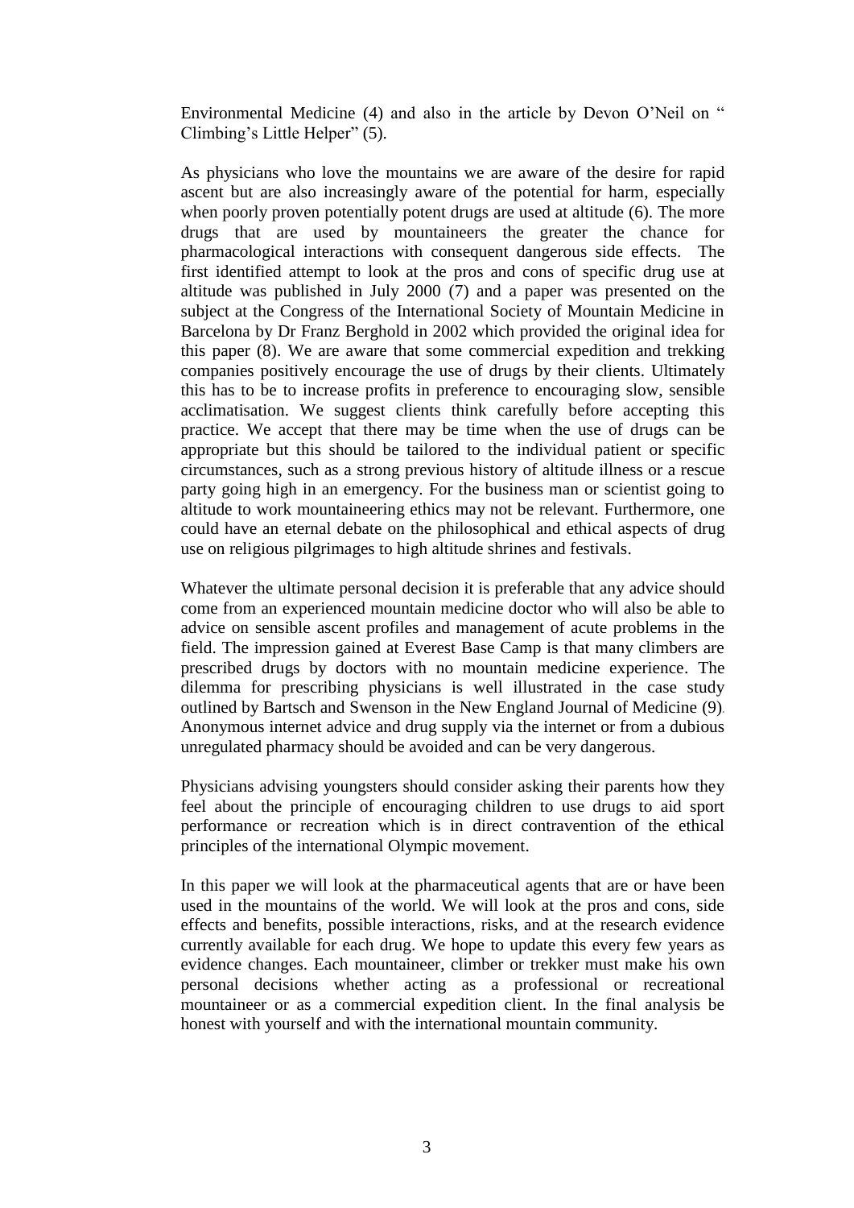Environmental Medicine (4) and also in the article by Devon O'Neil on " Climbing's Little Helper" (5).

As physicians who love the mountains we are aware of the desire for rapid ascent but are also increasingly aware of the potential for harm, especially when poorly proven potentially potent drugs are used at altitude (6). The more drugs that are used by mountaineers the greater the chance for pharmacological interactions with consequent dangerous side effects. The first identified attempt to look at the pros and cons of specific drug use at altitude was published in July 2000 (7) and a paper was presented on the subject at the Congress of the International Society of Mountain Medicine in Barcelona by Dr Franz Berghold in 2002 which provided the original idea for this paper (8). We are aware that some commercial expedition and trekking companies positively encourage the use of drugs by their clients. Ultimately this has to be to increase profits in preference to encouraging slow, sensible acclimatisation. We suggest clients think carefully before accepting this practice. We accept that there may be time when the use of drugs can be appropriate but this should be tailored to the individual patient or specific circumstances, such as a strong previous history of altitude illness or a rescue party going high in an emergency. For the business man or scientist going to altitude to work mountaineering ethics may not be relevant. Furthermore, one could have an eternal debate on the philosophical and ethical aspects of drug use on religious pilgrimages to high altitude shrines and festivals.

Whatever the ultimate personal decision it is preferable that any advice should come from an experienced mountain medicine doctor who will also be able to advice on sensible ascent profiles and management of acute problems in the field. The impression gained at Everest Base Camp is that many climbers are prescribed drugs by doctors with no mountain medicine experience. The dilemma for prescribing physicians is well illustrated in the case study outlined by Bartsch and Swenson in the New England Journal of Medicine (9). Anonymous internet advice and drug supply via the internet or from a dubious unregulated pharmacy should be avoided and can be very dangerous.

Physicians advising youngsters should consider asking their parents how they feel about the principle of encouraging children to use drugs to aid sport performance or recreation which is in direct contravention of the ethical principles of the international Olympic movement.

In this paper we will look at the pharmaceutical agents that are or have been used in the mountains of the world. We will look at the pros and cons, side effects and benefits, possible interactions, risks, and at the research evidence currently available for each drug. We hope to update this every few years as evidence changes. Each mountaineer, climber or trekker must make his own personal decisions whether acting as a professional or recreational mountaineer or as a commercial expedition client. In the final analysis be honest with yourself and with the international mountain community.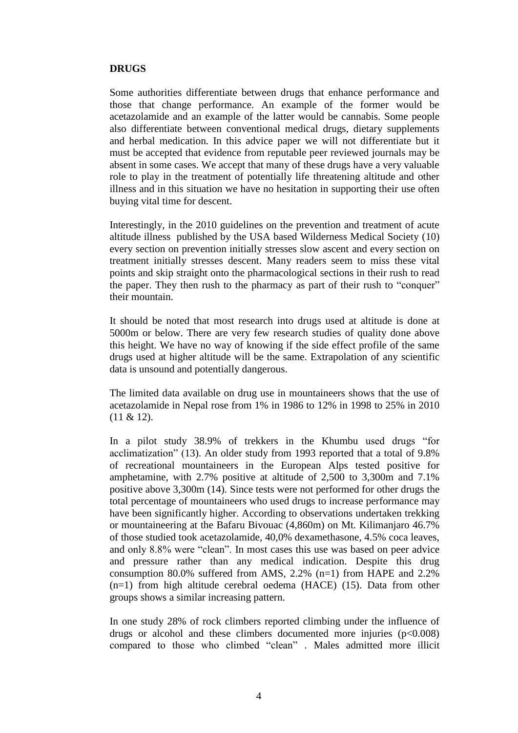## DRUGS

Some authorities differentiate between drugs that enhance performance and those that change performance. An example of the former would be acetazolamide and an example of the latter would be cannabis. Some people also differentiate between conventional medical drugs, dietary supplements and herbal medication. In this advice paper we will not differentiate but it must be accepted that evidence from reputable peer reviewed journals may be absent in some cases. We accept that many of these drugs have a very valuable role to play in the treatment of potentially life threatening altitude and other illness and in this situation we have no hesitation in supporting their use often buying vital time for descent.

Interestingly, in the 2010 guidelines on the prevention and treatment of acute altitude illness published by the USA based Wilderness Medical Society (10) every section on prevention initially stresses slow ascent and every section on treatment initially stresses descent. Many readers seem to miss these vital points and skip straight onto the pharmacological sections in their rush to read the paper. They then rush to the pharmacy as part of their rush to "conquer" their mountain.

It should be noted that most research into drugs used at altitude is done at 5000m or below. There are very few research studies of quality done above this height. We have no way of knowing if the side effect profile of the same drugs used at higher altitude will be the same. Extrapolation of any scientific data is unsound and potentially dangerous.

The limited data available on drug use in mountaineers shows that the use of acetazolamide in Nepal rose from 1% in 1986 to 12% in 1998 to 25% in 2010 (11 & 12).

In a pilot study 38.9% of trekkers in the Khumbu used drugs "for acclimatization" (13). An older study from 1993 reported that a total of 9.8% of recreational mountaineers in the European Alps tested positive for amphetamine, with 2.7% positive at altitude of 2,500 to 3,300m and 7.1% positive above 3,300m (14). Since tests were not performed for other drugs the total percentage of mountaineers who used drugs to increase performance may have been significantly higher. According to observations undertaken trekking or mountaineering at the Bafaru Bivouac (4,860m) on Mt. Kilimanjaro 46.7% of those studied took acetazolamide, 40,0% dexamethasone, 4.5% coca leaves, and only 8.8% were "clean". In most cases this use was based on peer advice and pressure rather than any medical indication. Despite this drug consumption 80.0% suffered from AMS, 2.2% (n=1) from HAPE and 2.2% (n=1) from high altitude cerebral oedema (HACE) (15). Data from other groups shows a similar increasing pattern.

In one study 28% of rock climbers reported climbing under the influence of drugs or alcohol and these climbers documented more injuries ($p<0.008$) compared to those who climbed "clean" . Males admitted more illicit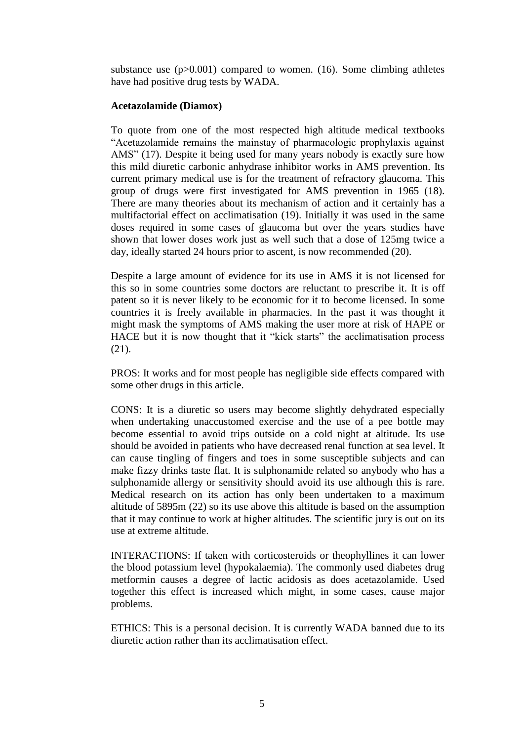substance use ($p>0.001$) compared to women. (16). Some climbing athletes have had positive drug tests by WADA.

**Acetazolamide (Diamox)**

To quote from one of the most respected high altitude medical textbooks "Acetazolamide remains the mainstay of pharmacologic prophylaxis against AMS" (17). Despite it being used for many years nobody is exactly sure how this mild diuretic carbonic anhydrase inhibitor works in AMS prevention. Its current primary medical use is for the treatment of refractory glaucoma. This group of drugs were first investigated for AMS prevention in 1965 (18). There are many theories about its mechanism of action and it certainly has a multifactorial effect on acclimatisation (19). Initially it was used in the same doses required in some cases of glaucoma but over the years studies have shown that lower doses work just as well such that a dose of 125mg twice a day, ideally started 24 hours prior to ascent, is now recommended (20).

Despite a large amount of evidence for its use in AMS it is not licensed for this so in some countries some doctors are reluctant to prescribe it. It is off patent so it is never likely to be economic for it to become licensed. In some countries it is freely available in pharmacies. In the past it was thought it might mask the symptoms of AMS making the user more at risk of HAPE or HACE but it is now thought that it "kick starts" the acclimatisation process (21).

PROS: It works and for most people has negligible side effects compared with some other drugs in this article.

CONS: It is a diuretic so users may become slightly dehydrated especially when undertaking unaccustomed exercise and the use of a pee bottle may become essential to avoid trips outside on a cold night at altitude. Its use should be avoided in patients who have decreased renal function at sea level. It can cause tingling of fingers and toes in some susceptible subjects and can make fizzy drinks taste flat. It is sulphonamide related so anybody who has a sulphonamide allergy or sensitivity should avoid its use although this is rare. Medical research on its action has only been undertaken to a maximum altitude of 5895m (22) so its use above this altitude is based on the assumption that it may continue to work at higher altitudes. The scientific jury is out on its use at extreme altitude.

INTERACTIONS: If taken with corticosteroids or theophyllines it can lower the blood potassium level (hypokalaemia). The commonly used diabetes drug metformin causes a degree of lactic acidosis as does acetazolamide. Used together this effect is increased which might, in some cases, cause major problems.

ETHICS: This is a personal decision. It is currently WADA banned due to its diuretic action rather than its acclimatisation effect.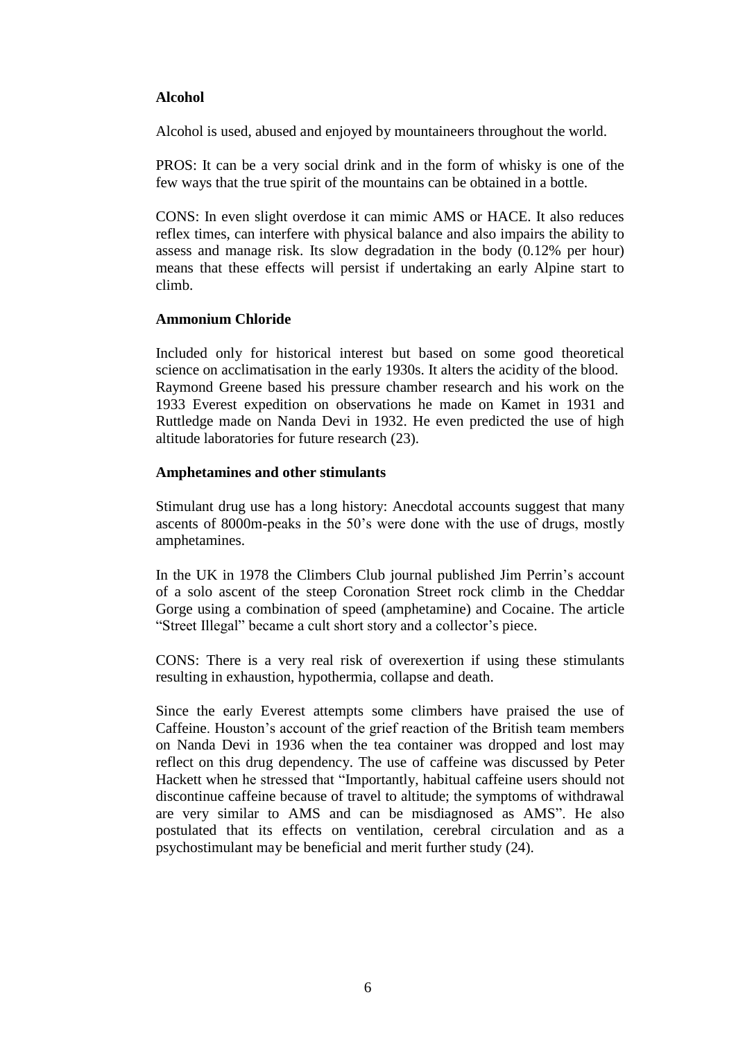**Alcohol**

Alcohol is used, abused and enjoyed by mountaineers throughout the world.

PROS: It can be a very social drink and in the form of whisky is one of the few ways that the true spirit of the mountains can be obtained in a bottle.

CONS: In even slight overdose it can mimic AMS or HACE. It also reduces reflex times, can interfere with physical balance and also impairs the ability to assess and manage risk. Its slow degradation in the body (0.12% per hour) means that these effects will persist if undertaking an early Alpine start to climb.

**Ammonium Chloride**

Included only for historical interest but based on some good theoretical science on acclimatisation in the early 1930s. It alters the acidity of the blood. Raymond Greene based his pressure chamber research and his work on the 1933 Everest expedition on observations he made on Kamet in 1931 and Ruttledge made on Nanda Devi in 1932. He even predicted the use of high altitude laboratories for future research (23).

**Amphetamines and other stimulants**

Stimulant drug use has a long history: Anecdotal accounts suggest that many ascents of 8000m-peaks in the 50's were done with the use of drugs, mostly amphetamines.

In the UK in 1978 the Climbers Club journal published Jim Perrin's account of a solo ascent of the steep Coronation Street rock climb in the Cheddar Gorge using a combination of speed (amphetamine) and Cocaine. The article "Street Illegal" became a cult short story and a collector's piece.

CONS: There is a very real risk of overexertion if using these stimulants resulting in exhaustion, hypothermia, collapse and death.

Since the early Everest attempts some climbers have praised the use of Caffeine. Houston's account of the grief reaction of the British team members on Nanda Devi in 1936 when the tea container was dropped and lost may reflect on this drug dependency. The use of caffeine was discussed by Peter Hackett when he stressed that "Importantly, habitual caffeine users should not discontinue caffeine because of travel to altitude; the symptoms of withdrawal are very similar to AMS and can be misdiagnosed as AMS". He also postulated that its effects on ventilation, cerebral circulation and as a psychostimulant may be beneficial and merit further study (24).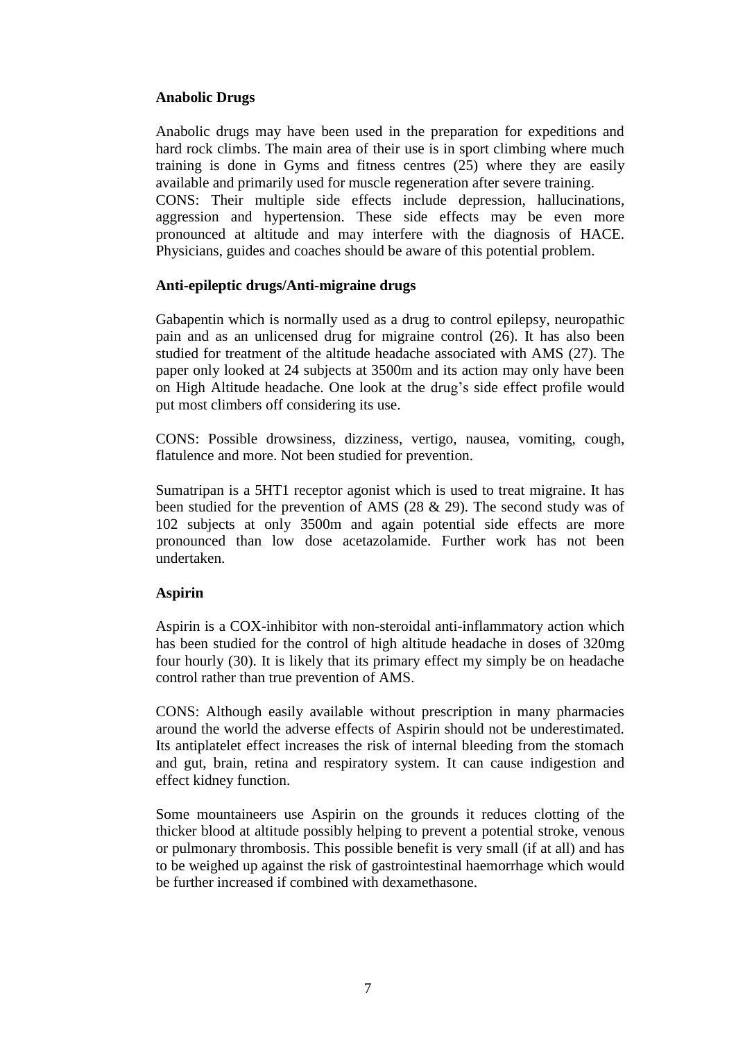**Anabolic Drugs**

Anabolic drugs may have been used in the preparation for expeditions and hard rock climbs. The main area of their use is in sport climbing where much training is done in Gyms and fitness centres (25) where they are easily available and primarily used for muscle regeneration after severe training.
CONS: Their multiple side effects include depression, hallucinations, aggression and hypertension. These side effects may be even more pronounced at altitude and may interfere with the diagnosis of HACE. Physicians, guides and coaches should be aware of this potential problem.

**Anti-epileptic drugs/Anti-migraine drugs**

Gabapentin which is normally used as a drug to control epilepsy, neuropathic pain and as an unlicensed drug for migraine control (26). It has also been studied for treatment of the altitude headache associated with AMS (27). The paper only looked at 24 subjects at 3500m and its action may only have been on High Altitude headache. One look at the drug's side effect profile would put most climbers off considering its use.

CONS: Possible drowsiness, dizziness, vertigo, nausea, vomiting, cough, flatulence and more. Not been studied for prevention.

Sumatripan is a 5HT1 receptor agonist which is used to treat migraine. It has been studied for the prevention of AMS (28 & 29). The second study was of 102 subjects at only 3500m and again potential side effects are more pronounced than low dose acetazolamide. Further work has not been undertaken.

**Aspirin**

Aspirin is a COX-inhibitor with non-steroidal anti-inflammatory action which has been studied for the control of high altitude headache in doses of 320mg four hourly (30). It is likely that its primary effect my simply be on headache control rather than true prevention of AMS.

CONS: Although easily available without prescription in many pharmacies around the world the adverse effects of Aspirin should not be underestimated. Its antiplatelet effect increases the risk of internal bleeding from the stomach and gut, brain, retina and respiratory system. It can cause indigestion and effect kidney function.

Some mountaineers use Aspirin on the grounds it reduces clotting of the thicker blood at altitude possibly helping to prevent a potential stroke, venous or pulmonary thrombosis. This possible benefit is very small (if at all) and has to be weighed up against the risk of gastrointestinal haemorrhage which would be further increased if combined with dexamethasone.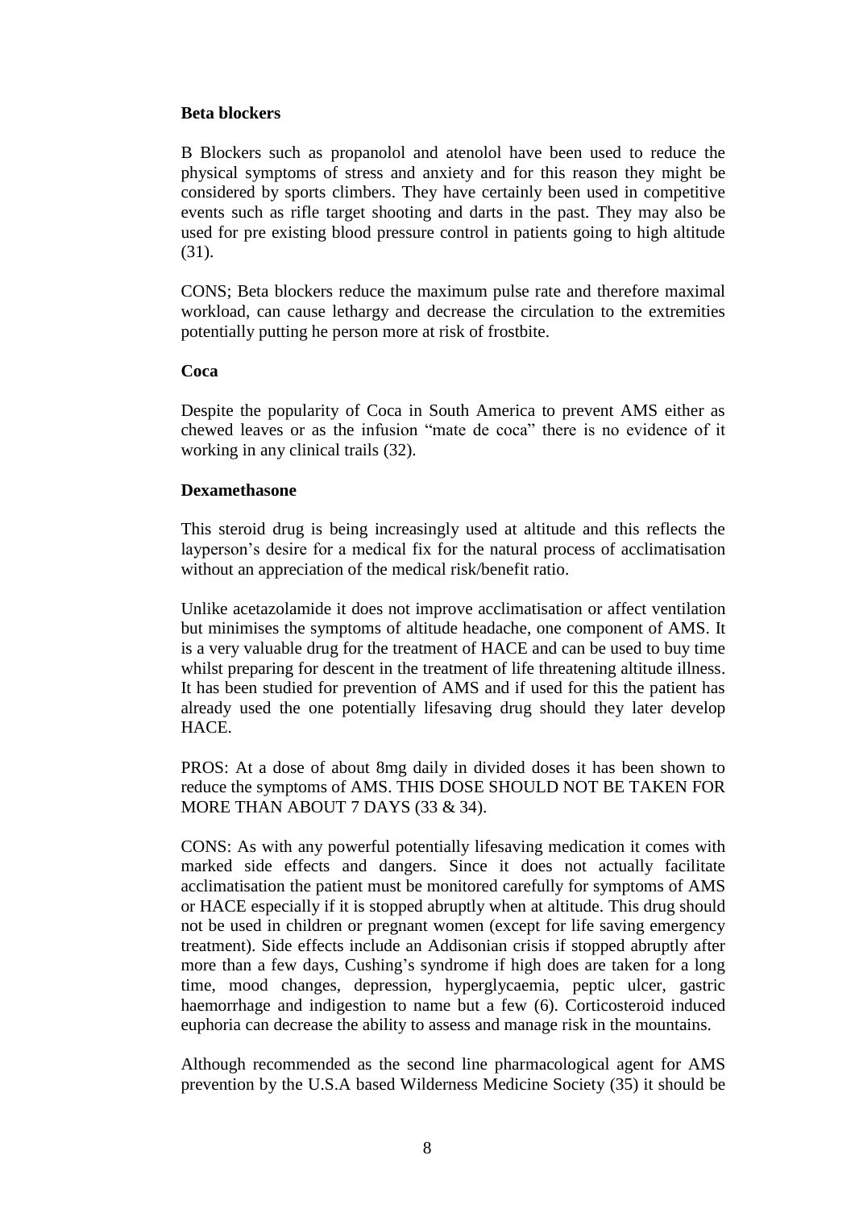**Beta blockers**

B Blockers such as propanolol and atenolol have been used to reduce the physical symptoms of stress and anxiety and for this reason they might be considered by sports climbers. They have certainly been used in competitive events such as rifle target shooting and darts in the past. They may also be used for pre existing blood pressure control in patients going to high altitude (31).

CONS; Beta blockers reduce the maximum pulse rate and therefore maximal workload, can cause lethargy and decrease the circulation to the extremities potentially putting he person more at risk of frostbite.

**Coca**

Despite the popularity of Coca in South America to prevent AMS either as chewed leaves or as the infusion "mate de coca" there is no evidence of it working in any clinical trails (32).

**Dexamethasone**

This steroid drug is being increasingly used at altitude and this reflects the layperson's desire for a medical fix for the natural process of acclimatisation without an appreciation of the medical risk/benefit ratio.

Unlike acetazolamide it does not improve acclimatisation or affect ventilation but minimises the symptoms of altitude headache, one component of AMS. It is a very valuable drug for the treatment of HACE and can be used to buy time whilst preparing for descent in the treatment of life threatening altitude illness. It has been studied for prevention of AMS and if used for this the patient has already used the one potentially lifesaving drug should they later develop HACE.

PROS: At a dose of about 8mg daily in divided doses it has been shown to reduce the symptoms of AMS. THIS DOSE SHOULD NOT BE TAKEN FOR MORE THAN ABOUT 7 DAYS (33 & 34).

CONS: As with any powerful potentially lifesaving medication it comes with marked side effects and dangers. Since it does not actually facilitate acclimatisation the patient must be monitored carefully for symptoms of AMS or HACE especially if it is stopped abruptly when at altitude. This drug should not be used in children or pregnant women (except for life saving emergency treatment). Side effects include an Addisonian crisis if stopped abruptly after more than a few days, Cushing's syndrome if high does are taken for a long time, mood changes, depression, hyperglycaemia, peptic ulcer, gastric haemorrhage and indigestion to name but a few (6). Corticosteroid induced euphoria can decrease the ability to assess and manage risk in the mountains.

Although recommended as the second line pharmacological agent for AMS prevention by the U.S.A based Wilderness Medicine Society (35) it should be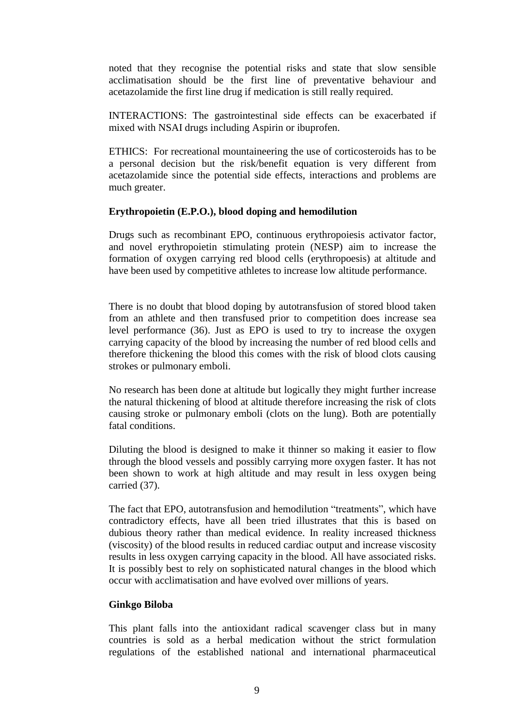noted that they recognise the potential risks and state that slow sensible acclimatisation should be the first line of preventative behaviour and acetazolamide the first line drug if medication is still really required.

INTERACTIONS: The gastrointestinal side effects can be exacerbated if mixed with NSAI drugs including Aspirin or ibuprofen.

ETHICS: For recreational mountaineering the use of corticosteroids has to be a personal decision but the risk/benefit equation is very different from acetazolamide since the potential side effects, interactions and problems are much greater.

**Erythropoietin (E.P.O.), blood doping and hemodilution**

Drugs such as recombinant EPO, continuous erythropoiesis activator factor, and novel erythropoietin stimulating protein (NESP) aim to increase the formation of oxygen carrying red blood cells (erythropoesis) at altitude and have been used by competitive athletes to increase low altitude performance.

There is no doubt that blood doping by autotransfusion of stored blood taken from an athlete and then transfused prior to competition does increase sea level performance (36). Just as EPO is used to try to increase the oxygen carrying capacity of the blood by increasing the number of red blood cells and therefore thickening the blood this comes with the risk of blood clots causing strokes or pulmonary emboli.

No research has been done at altitude but logically they might further increase the natural thickening of blood at altitude therefore increasing the risk of clots causing stroke or pulmonary emboli (clots on the lung). Both are potentially fatal conditions.

Diluting the blood is designed to make it thinner so making it easier to flow through the blood vessels and possibly carrying more oxygen faster. It has not been shown to work at high altitude and may result in less oxygen being carried (37).

The fact that EPO, autotransfusion and hemodilution "treatments", which have contradictory effects, have all been tried illustrates that this is based on dubious theory rather than medical evidence. In reality increased thickness (viscosity) of the blood results in reduced cardiac output and increase viscosity results in less oxygen carrying capacity in the blood. All have associated risks. It is possibly best to rely on sophisticated natural changes in the blood which occur with acclimatisation and have evolved over millions of years.

**Ginkgo Biloba**

This plant falls into the antioxidant radical scavenger class but in many countries is sold as a herbal medication without the strict formulation regulations of the established national and international pharmaceutical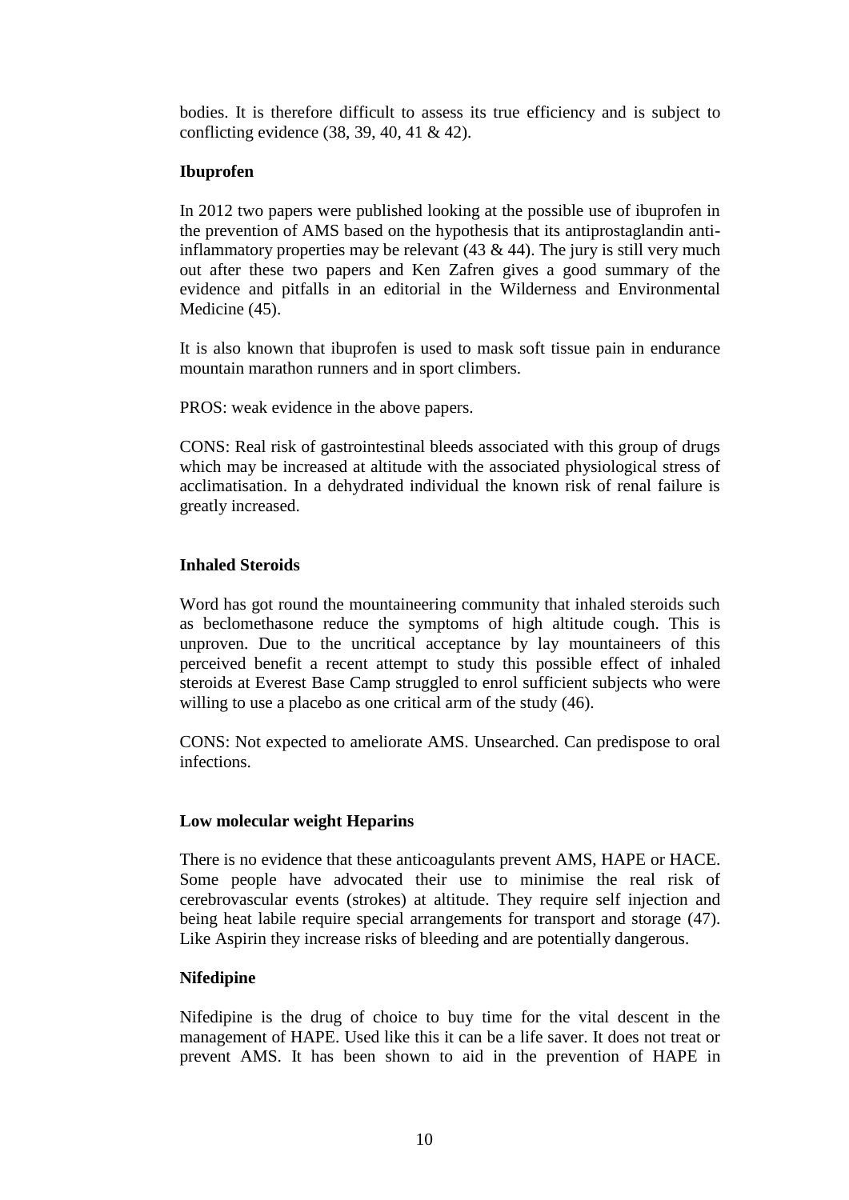bodies. It is therefore difficult to assess its true efficiency and is subject to conflicting evidence (38, 39, 40, 41 & 42).

**Ibuprofen**

In 2012 two papers were published looking at the possible use of ibuprofen in the prevention of AMS based on the hypothesis that its antiprostaglandin anti-inflammatory properties may be relevant (43 & 44). The jury is still very much out after these two papers and Ken Zafren gives a good summary of the evidence and pitfalls in an editorial in the Wilderness and Environmental Medicine (45).

It is also known that ibuprofen is used to mask soft tissue pain in endurance mountain marathon runners and in sport climbers.

PROS: weak evidence in the above papers.

CONS: Real risk of gastrointestinal bleeds associated with this group of drugs which may be increased at altitude with the associated physiological stress of acclimatisation. In a dehydrated individual the known risk of renal failure is greatly increased.

**Inhaled Steroids**

Word has got round the mountaineering community that inhaled steroids such as beclomethasone reduce the symptoms of high altitude cough. This is unproven. Due to the uncritical acceptance by lay mountaineers of this perceived benefit a recent attempt to study this possible effect of inhaled steroids at Everest Base Camp struggled to enrol sufficient subjects who were willing to use a placebo as one critical arm of the study (46).

CONS: Not expected to ameliorate AMS. Unsearched. Can predispose to oral infections.

**Low molecular weight Heparins**

There is no evidence that these anticoagulants prevent AMS, HAPE or HACE. Some people have advocated their use to minimise the real risk of cerebrovascular events (strokes) at altitude. They require self injection and being heat labile require special arrangements for transport and storage (47). Like Aspirin they increase risks of bleeding and are potentially dangerous.

**Nifedipine**

Nifedipine is the drug of choice to buy time for the vital descent in the management of HAPE. Used like this it can be a life saver. It does not treat or prevent AMS. It has been shown to aid in the prevention of HAPE in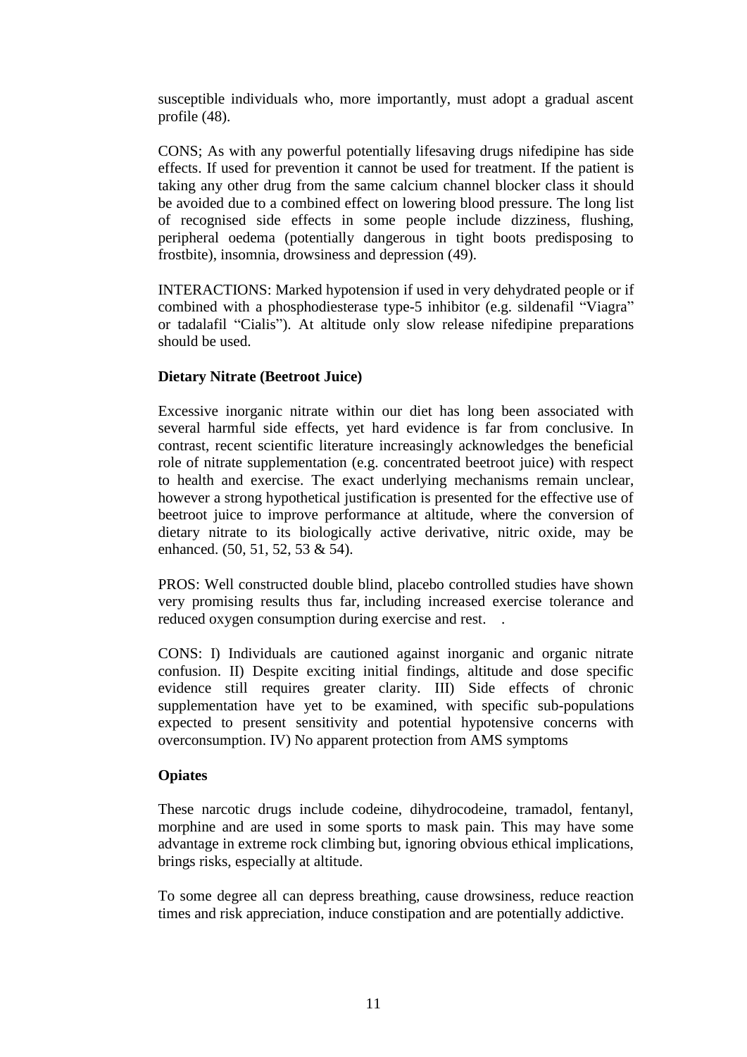susceptible individuals who, more importantly, must adopt a gradual ascent profile (48).

CONS; As with any powerful potentially lifesaving drugs nifedipine has side effects. If used for prevention it cannot be used for treatment. If the patient is taking any other drug from the same calcium channel blocker class it should be avoided due to a combined effect on lowering blood pressure. The long list of recognised side effects in some people include dizziness, flushing, peripheral oedema (potentially dangerous in tight boots predisposing to frostbite), insomnia, drowsiness and depression (49).

INTERACTIONS: Marked hypotension if used in very dehydrated people or if combined with a phosphodiesterase type-5 inhibitor (e.g. sildenafil "Viagra" or tadalafil "Cialis"). At altitude only slow release nifedipine preparations should be used.

**Dietary Nitrate (Beetroot Juice)**

Excessive inorganic nitrate within our diet has long been associated with several harmful side effects, yet hard evidence is far from conclusive. In contrast, recent scientific literature increasingly acknowledges the beneficial role of nitrate supplementation (e.g. concentrated beetroot juice) with respect to health and exercise. The exact underlying mechanisms remain unclear, however a strong hypothetical justification is presented for the effective use of beetroot juice to improve performance at altitude, where the conversion of dietary nitrate to its biologically active derivative, nitric oxide, may be enhanced. (50, 51, 52, 53 & 54).

PROS: Well constructed double blind, placebo controlled studies have shown very promising results thus far, including increased exercise tolerance and reduced oxygen consumption during exercise and rest. .

CONS: I) Individuals are cautioned against inorganic and organic nitrate confusion. II) Despite exciting initial findings, altitude and dose specific evidence still requires greater clarity. III) Side effects of chronic supplementation have yet to be examined, with specific sub-populations expected to present sensitivity and potential hypotensive concerns with overconsumption. IV) No apparent protection from AMS symptoms

**Opiates**

These narcotic drugs include codeine, dihydrocodeine, tramadol, fentanyl, morphine and are used in some sports to mask pain. This may have some advantage in extreme rock climbing but, ignoring obvious ethical implications, brings risks, especially at altitude.

To some degree all can depress breathing, cause drowsiness, reduce reaction times and risk appreciation, induce constipation and are potentially addictive.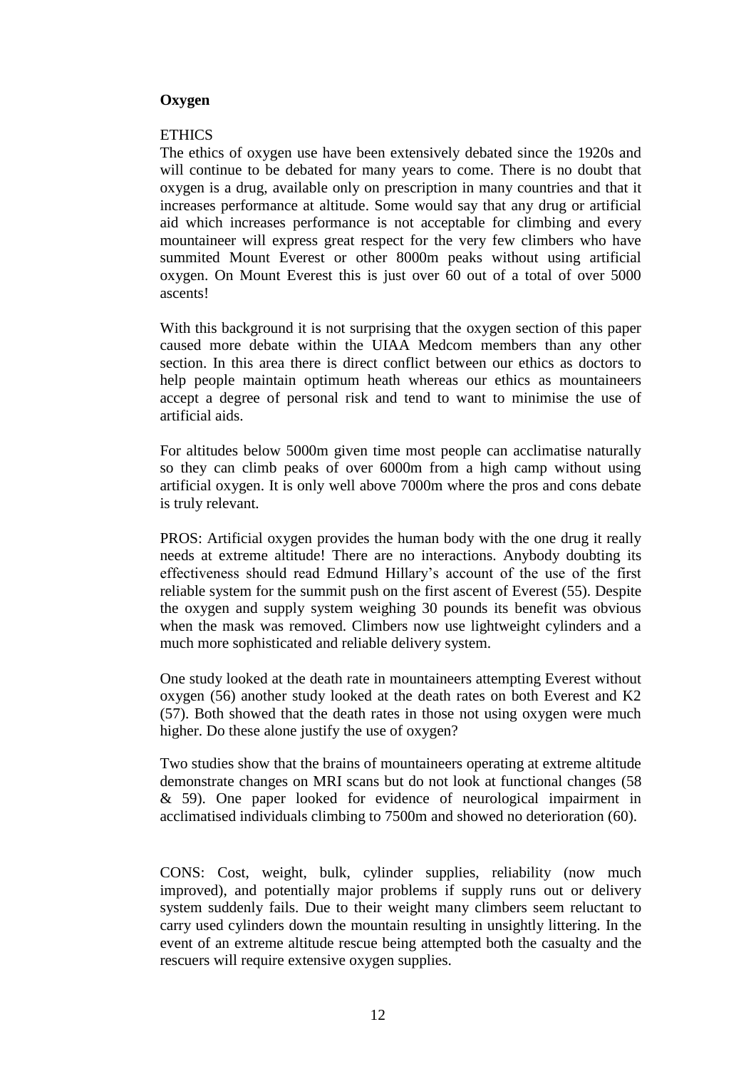**Oxygen**

ETHICS

The ethics of oxygen use have been extensively debated since the 1920s and will continue to be debated for many years to come. There is no doubt that oxygen is a drug, available only on prescription in many countries and that it increases performance at altitude. Some would say that any drug or artificial aid which increases performance is not acceptable for climbing and every mountaineer will express great respect for the very few climbers who have summited Mount Everest or other 8000m peaks without using artificial oxygen. On Mount Everest this is just over 60 out of a total of over 5000 ascents!

With this background it is not surprising that the oxygen section of this paper caused more debate within the UIAA Medcom members than any other section. In this area there is direct conflict between our ethics as doctors to help people maintain optimum heath whereas our ethics as mountaineers accept a degree of personal risk and tend to want to minimise the use of artificial aids.

For altitudes below 5000m given time most people can acclimatise naturally so they can climb peaks of over 6000m from a high camp without using artificial oxygen. It is only well above 7000m where the pros and cons debate is truly relevant.

PROS: Artificial oxygen provides the human body with the one drug it really needs at extreme altitude! There are no interactions. Anybody doubting its effectiveness should read Edmund Hillary's account of the use of the first reliable system for the summit push on the first ascent of Everest (55). Despite the oxygen and supply system weighing 30 pounds its benefit was obvious when the mask was removed. Climbers now use lightweight cylinders and a much more sophisticated and reliable delivery system.

One study looked at the death rate in mountaineers attempting Everest without oxygen (56) another study looked at the death rates on both Everest and K2 (57). Both showed that the death rates in those not using oxygen were much higher. Do these alone justify the use of oxygen?

Two studies show that the brains of mountaineers operating at extreme altitude demonstrate changes on MRI scans but do not look at functional changes (58 & 59). One paper looked for evidence of neurological impairment in acclimatised individuals climbing to 7500m and showed no deterioration (60).

CONS: Cost, weight, bulk, cylinder supplies, reliability (now much improved), and potentially major problems if supply runs out or delivery system suddenly fails. Due to their weight many climbers seem reluctant to carry used cylinders down the mountain resulting in unsightly littering. In the event of an extreme altitude rescue being attempted both the casualty and the rescuers will require extensive oxygen supplies.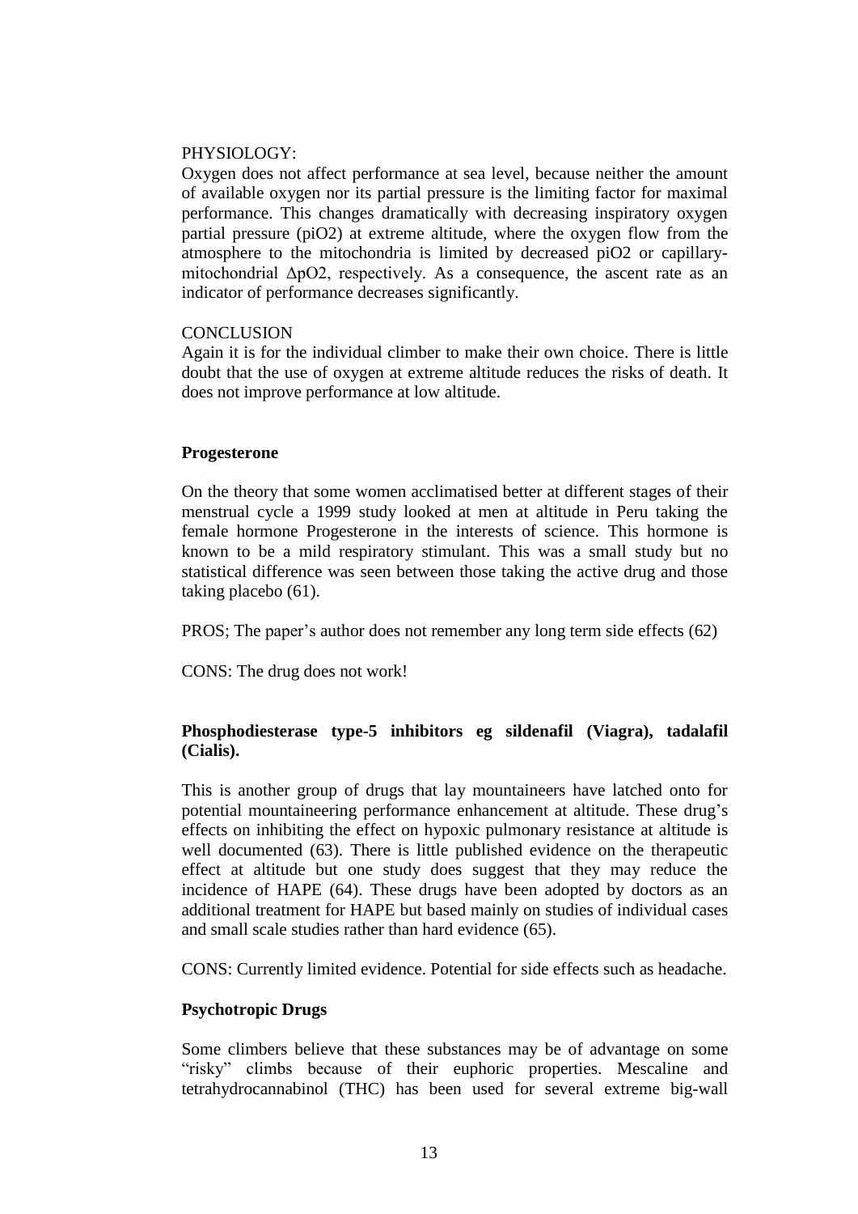PHYSIOLOGY:

Oxygen does not affect performance at sea level, because neither the amount of available oxygen nor its partial pressure is the limiting factor for maximal performance. This changes dramatically with decreasing inspiratory oxygen partial pressure (piO2) at extreme altitude, where the oxygen flow from the atmosphere to the mitochondria is limited by decreased piO2 or capillary-mitochondrial ΔpO2, respectively. As a consequence, the ascent rate as an indicator of performance decreases significantly.

CONCLUSION

Again it is for the individual climber to make their own choice. There is little doubt that the use of oxygen at extreme altitude reduces the risks of death. It does not improve performance at low altitude.

**Progesterone**

On the theory that some women acclimatised better at different stages of their menstrual cycle a 1999 study looked at men at altitude in Peru taking the female hormone Progesterone in the interests of science. This hormone is known to be a mild respiratory stimulant. This was a small study but no statistical difference was seen between those taking the active drug and those taking placebo (61).

PROS; The paper's author does not remember any long term side effects (62)

CONS: The drug does not work!

**Phosphodiesterase type-5 inhibitors eg sildenafil (Viagra), tadalafil (Cialis).**

This is another group of drugs that lay mountaineers have latched onto for potential mountaineering performance enhancement at altitude. These drug's effects on inhibiting the effect on hypoxic pulmonary resistance at altitude is well documented (63). There is little published evidence on the therapeutic effect at altitude but one study does suggest that they may reduce the incidence of HAPE (64). These drugs have been adopted by doctors as an additional treatment for HAPE but based mainly on studies of individual cases and small scale studies rather than hard evidence (65).

CONS: Currently limited evidence. Potential for side effects such as headache.

**Psychotropic Drugs**

Some climbers believe that these substances may be of advantage on some "risky" climbs because of their euphoric properties. Mescaline and tetrahydrocannabinol (THC) has been used for several extreme big-wall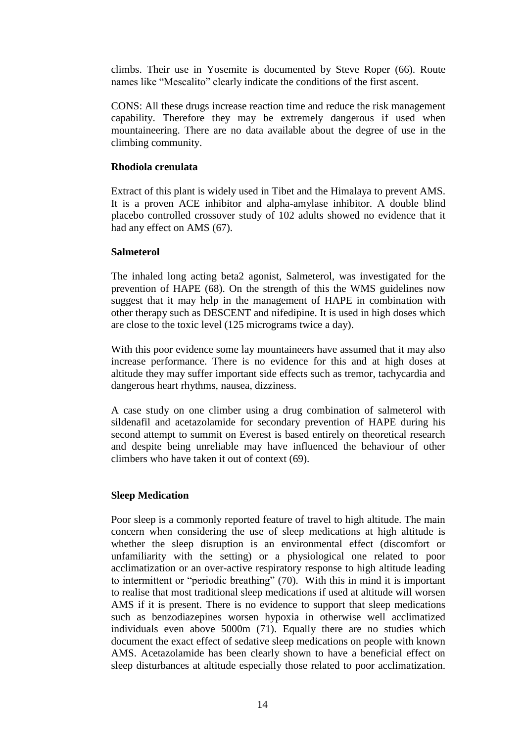climbs. Their use in Yosemite is documented by Steve Roper (66). Route names like "Mescalito" clearly indicate the conditions of the first ascent.

CONS: All these drugs increase reaction time and reduce the risk management capability. Therefore they may be extremely dangerous if used when mountaineering. There are no data available about the degree of use in the climbing community.

**Rhodiola crenulata**

Extract of this plant is widely used in Tibet and the Himalaya to prevent AMS. It is a proven ACE inhibitor and alpha-amylase inhibitor. A double blind placebo controlled crossover study of 102 adults showed no evidence that it had any effect on AMS (67).

**Salmeterol**

The inhaled long acting beta2 agonist, Salmeterol, was investigated for the prevention of HAPE (68). On the strength of this the WMS guidelines now suggest that it may help in the management of HAPE in combination with other therapy such as DESCENT and nifedipine. It is used in high doses which are close to the toxic level (125 micrograms twice a day).

With this poor evidence some lay mountaineers have assumed that it may also increase performance. There is no evidence for this and at high doses at altitude they may suffer important side effects such as tremor, tachycardia and dangerous heart rhythms, nausea, dizziness.

A case study on one climber using a drug combination of salmeterol with sildenafil and acetazolamide for secondary prevention of HAPE during his second attempt to summit on Everest is based entirely on theoretical research and despite being unreliable may have influenced the behaviour of other climbers who have taken it out of context (69).

**Sleep Medication**

Poor sleep is a commonly reported feature of travel to high altitude. The main concern when considering the use of sleep medications at high altitude is whether the sleep disruption is an environmental effect (discomfort or unfamiliarity with the setting) or a physiological one related to poor acclimatization or an over-active respiratory response to high altitude leading to intermittent or "periodic breathing" (70). With this in mind it is important to realise that most traditional sleep medications if used at altitude will worsen AMS if it is present. There is no evidence to support that sleep medications such as benzodiazepines worsen hypoxia in otherwise well acclimatized individuals even above 5000m (71). Equally there are no studies which document the exact effect of sedative sleep medications on people with known AMS. Acetazolamide has been clearly shown to have a beneficial effect on sleep disturbances at altitude especially those related to poor acclimatization.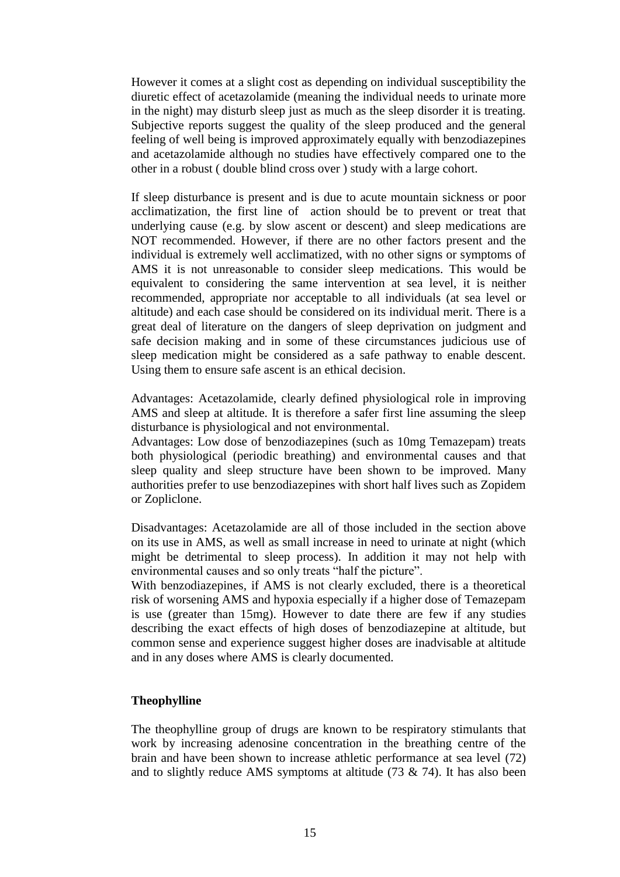However it comes at a slight cost as depending on individual susceptibility the diuretic effect of acetazolamide (meaning the individual needs to urinate more in the night) may disturb sleep just as much as the sleep disorder it is treating. Subjective reports suggest the quality of the sleep produced and the general feeling of well being is improved approximately equally with benzodiazepines and acetazolamide although no studies have effectively compared one to the other in a robust ( double blind cross over ) study with a large cohort.

If sleep disturbance is present and is due to acute mountain sickness or poor acclimatization, the first line of action should be to prevent or treat that underlying cause (e.g. by slow ascent or descent) and sleep medications are NOT recommended. However, if there are no other factors present and the individual is extremely well acclimatized, with no other signs or symptoms of AMS it is not unreasonable to consider sleep medications. This would be equivalent to considering the same intervention at sea level, it is neither recommended, appropriate nor acceptable to all individuals (at sea level or altitude) and each case should be considered on its individual merit. There is a great deal of literature on the dangers of sleep deprivation on judgment and safe decision making and in some of these circumstances judicious use of sleep medication might be considered as a safe pathway to enable descent. Using them to ensure safe ascent is an ethical decision.

Advantages: Acetazolamide, clearly defined physiological role in improving AMS and sleep at altitude. It is therefore a safer first line assuming the sleep disturbance is physiological and not environmental.
Advantages: Low dose of benzodiazepines (such as 10mg Temazepam) treats both physiological (periodic breathing) and environmental causes and that sleep quality and sleep structure have been shown to be improved. Many authorities prefer to use benzodiazepines with short half lives such as Zopidem or Zopliclone.

Disadvantages: Acetazolamide are all of those included in the section above on its use in AMS, as well as small increase in need to urinate at night (which might be detrimental to sleep process). In addition it may not help with environmental causes and so only treats "half the picture".
With benzodiazepines, if AMS is not clearly excluded, there is a theoretical risk of worsening AMS and hypoxia especially if a higher dose of Temazepam is use (greater than 15mg). However to date there are few if any studies describing the exact effects of high doses of benzodiazepine at altitude, but common sense and experience suggest higher doses are inadvisable at altitude and in any doses where AMS is clearly documented.

**Theophylline**

The theophylline group of drugs are known to be respiratory stimulants that work by increasing adenosine concentration in the breathing centre of the brain and have been shown to increase athletic performance at sea level (72) and to slightly reduce AMS symptoms at altitude (73 & 74). It has also been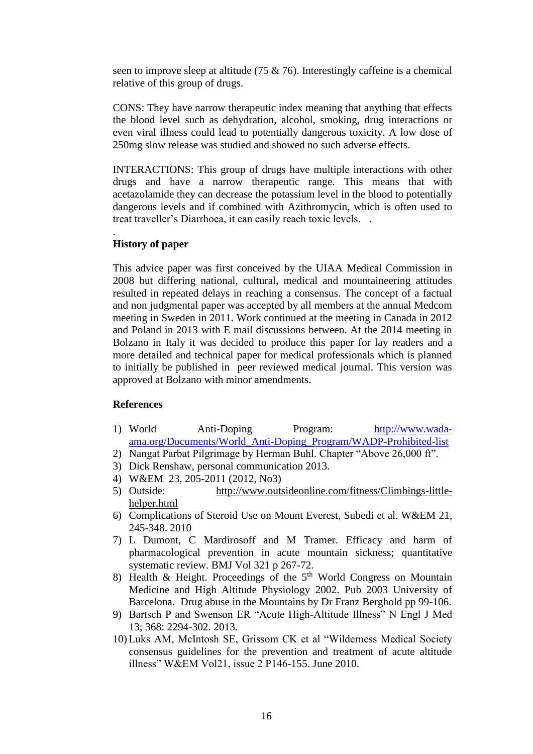seen to improve sleep at altitude (75 & 76). Interestingly caffeine is a chemical relative of this group of drugs.

CONS: They have narrow therapeutic index meaning that anything that effects the blood level such as dehydration, alcohol, smoking, drug interactions or even viral illness could lead to potentially dangerous toxicity. A low dose of 250mg slow release was studied and showed no such adverse effects.

INTERACTIONS: This group of drugs have multiple interactions with other drugs and have a narrow therapeutic range. This means that with acetazolamide they can decrease the potassium level in the blood to potentially dangerous levels and if combined with Azithromycin, which is often used to treat traveller's Diarrhoea, it can easily reach toxic levels. .

.

**History of paper**

This advice paper was first conceived by the UIAA Medical Commission in 2008 but differing national, cultural, medical and mountaineering attitudes resulted in repeated delays in reaching a consensus. The concept of a factual and non judgmental paper was accepted by all members at the annual Medcom meeting in Sweden in 2011. Work continued at the meeting in Canada in 2012 and Poland in 2013 with E mail discussions between. At the 2014 meeting in Bolzano in Italy it was decided to produce this paper for lay readers and a more detailed and technical paper for medical professionals which is planned to initially be published in peer reviewed medical journal. This version was approved at Bolzano with minor amendments.

**References**

1) World Anti-Doping Program: http://www.wada-ama.org/Documents/World_Anti-Doping_Program/WADP-Prohibited-list
2) Nangat Parbat Pilgrimage by Herman Buhl. Chapter "Above 26,000 ft".
3) Dick Renshaw, personal communication 2013.
4) W&EM 23, 205-2011 (2012, No3)
5) Outside: http://www.outsideonline.com/fitness/Climbings-little-helper.html
6) Complications of Steroid Use on Mount Everest, Subedi et al. W&EM 21, 245-348. 2010
7) L Dumont, C Mardirosoff and M Tramer. Efficacy and harm of pharmacological prevention in acute mountain sickness; quantitative systematic review. BMJ Vol 321 p 267-72.
8) Health & Height. Proceedings of the 5th World Congress on Mountain Medicine and High Altitude Physiology 2002. Pub 2003 University of Barcelona. Drug abuse in the Mountains by Dr Franz Berghold pp 99-106.
9) Bartsch P and Swenson ER "Acute High-Altitude Illness" N Engl J Med 13; 368: 2294-302. 2013.
10) Luks AM, McIntosh SE, Grissom CK et al "Wilderness Medical Society consensus guidelines for the prevention and treatment of acute altitude illness" W&EM Vol21, issue 2 P146-155. June 2010.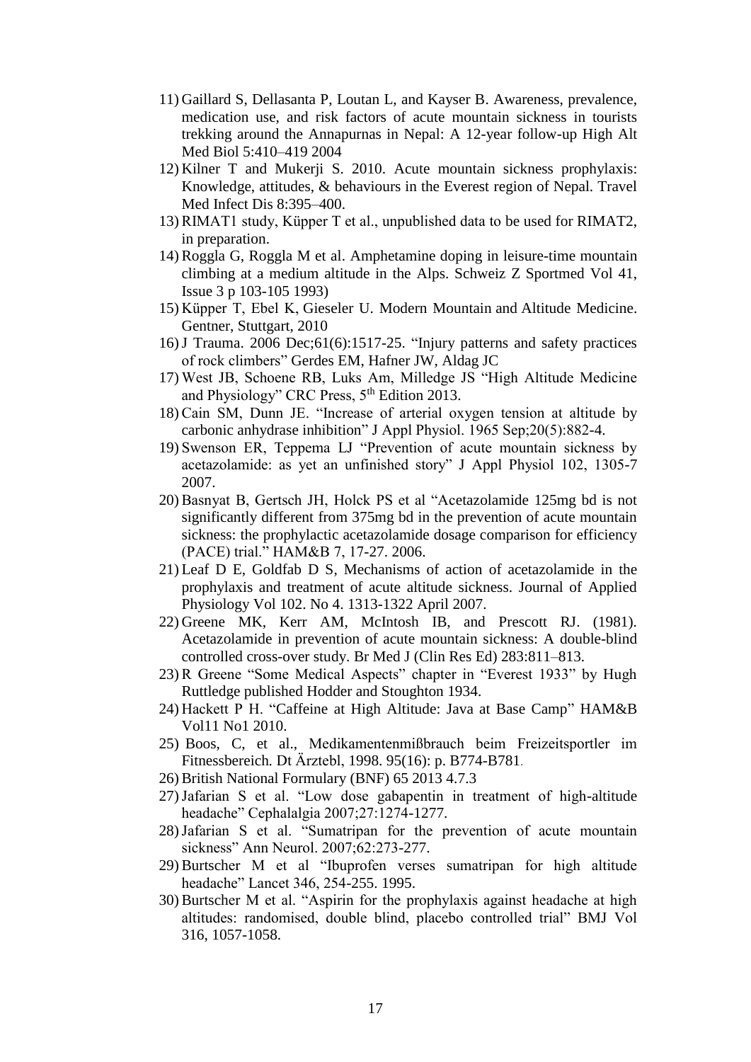11) Gaillard S, Dellasanta P, Loutan L, and Kayser B. Awareness, prevalence, medication use, and risk factors of acute mountain sickness in tourists trekking around the Annapurnas in Nepal: A 12-year follow-up High Alt Med Biol 5:410–419 2004
12) Kilner T and Mukerji S. 2010. Acute mountain sickness prophylaxis: Knowledge, attitudes, & behaviours in the Everest region of Nepal. Travel Med Infect Dis 8:395–400.
13) RIMAT1 study, Küpper T et al., unpublished data to be used for RIMAT2, in preparation.
14) Roggla G, Roggla M et al. Amphetamine doping in leisure-time mountain climbing at a medium altitude in the Alps. Schweiz Z Sportmed Vol 41, Issue 3 p 103-105 1993)
15) Küpper T, Ebel K, Gieseler U. Modern Mountain and Altitude Medicine. Gentner, Stuttgart, 2010
16) J Trauma. 2006 Dec;61(6):1517-25. "Injury patterns and safety practices of rock climbers" Gerdes EM, Hafner JW, Aldag JC
17) West JB, Schoene RB, Luks Am, Milledge JS "High Altitude Medicine and Physiology" CRC Press, 5th Edition 2013.
18) Cain SM, Dunn JE. "Increase of arterial oxygen tension at altitude by carbonic anhydrase inhibition" J Appl Physiol. 1965 Sep;20(5):882-4.
19) Swenson ER, Teppema LJ "Prevention of acute mountain sickness by acetazolamide: as yet an unfinished story" J Appl Physiol 102, 1305-7 2007.
20) Basnyat B, Gertsch JH, Holck PS et al "Acetazolamide 125mg bd is not significantly different from 375mg bd in the prevention of acute mountain sickness: the prophylactic acetazolamide dosage comparison for efficiency (PACE) trial." HAM&B 7, 17-27. 2006.
21) Leaf D E, Goldfab D S, Mechanisms of action of acetazolamide in the prophylaxis and treatment of acute altitude sickness. Journal of Applied Physiology Vol 102. No 4. 1313-1322 April 2007.
22) Greene MK, Kerr AM, McIntosh IB, and Prescott RJ. (1981). Acetazolamide in prevention of acute mountain sickness: A double-blind controlled cross-over study. Br Med J (Clin Res Ed) 283:811–813.
23) R Greene "Some Medical Aspects" chapter in "Everest 1933" by Hugh Ruttledge published Hodder and Stoughton 1934.
24) Hackett P H. "Caffeine at High Altitude: Java at Base Camp" HAM&B Vol11 No1 2010.
25) Boos, C, et al., Medikamentenmißbrauch beim Freizeitsportler im Fitnessbereich. Dt Ärztebl, 1998. 95(16): p. B774-B781.
26) British National Formulary (BNF) 65 2013 4.7.3
27) Jafarian S et al. "Low dose gabapentin in treatment of high-altitude headache" Cephalalgia 2007;27:1274-1277.
28) Jafarian S et al. "Sumatripan for the prevention of acute mountain sickness" Ann Neurol. 2007;62:273-277.
29) Burtscher M et al "Ibuprofen verses sumatripan for high altitude headache" Lancet 346, 254-255. 1995.
30) Burtscher M et al. "Aspirin for the prophylaxis against headache at high altitudes: randomised, double blind, placebo controlled trial" BMJ Vol 316, 1057-1058.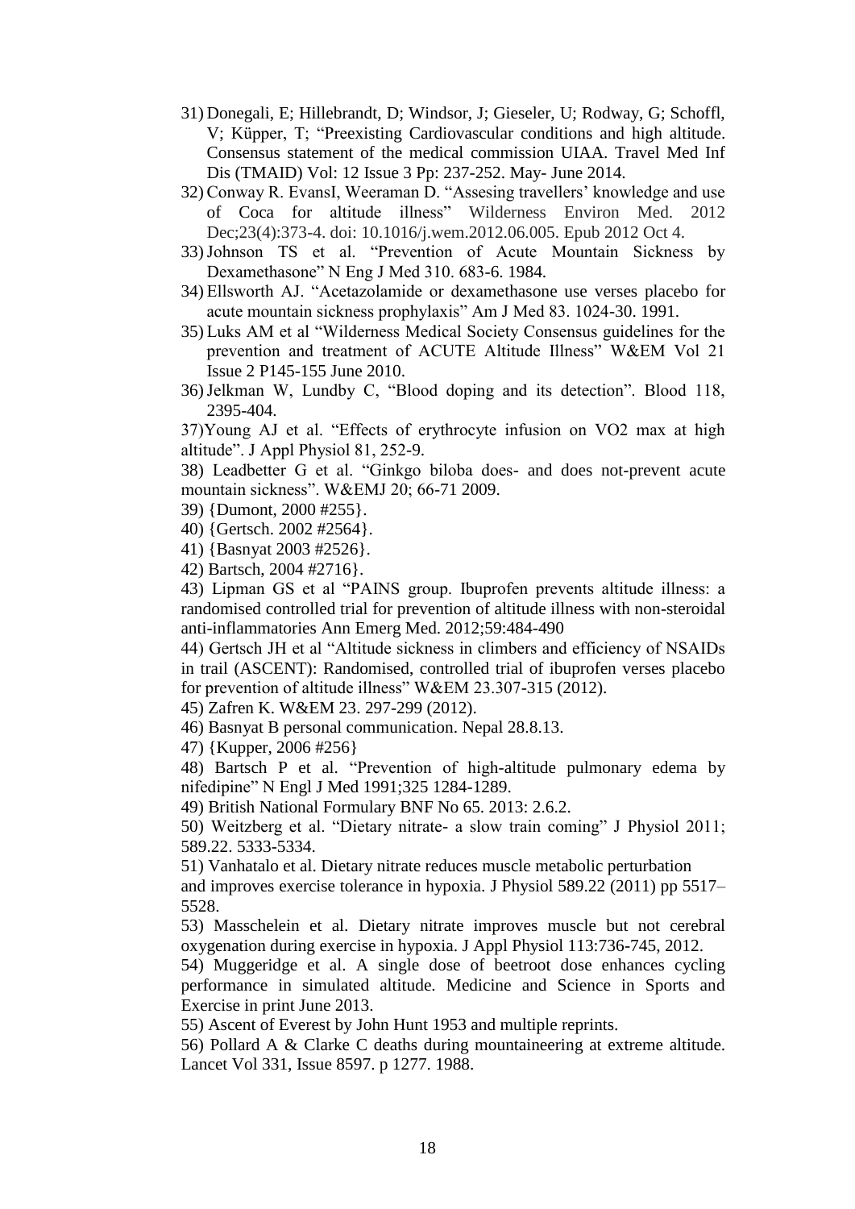31) Donegali, E; Hillebrandt, D; Windsor, J; Gieseler, U; Rodway, G; Schoffl, V; Küpper, T; "Preexisting Cardiovascular conditions and high altitude. Consensus statement of the medical commission UIAA. Travel Med Inf Dis (TMAID) Vol: 12 Issue 3 Pp: 237-252. May- June 2014.

32) Conway R. EvansI, Weeraman D. "Assesing travellers' knowledge and use of Coca for altitude illness" Wilderness Environ Med. 2012 Dec;23(4):373-4. doi: 10.1016/j.wem.2012.06.005. Epub 2012 Oct 4.

33) Johnson TS et al. "Prevention of Acute Mountain Sickness by Dexamethasone" N Eng J Med 310. 683-6. 1984.

34) Ellsworth AJ. "Acetazolamide or dexamethasone use verses placebo for acute mountain sickness prophylaxis" Am J Med 83. 1024-30. 1991.

35) Luks AM et al "Wilderness Medical Society Consensus guidelines for the prevention and treatment of ACUTE Altitude Illness" W&EM Vol 21 Issue 2 P145-155 June 2010.

36) Jelkman W, Lundby C, "Blood doping and its detection". Blood 118, 2395-404.

37) Young AJ et al. "Effects of erythrocyte infusion on VO2 max at high altitude". J Appl Physiol 81, 252-9.

38) Leadbetter G et al. "Ginkgo biloba does- and does not-prevent acute mountain sickness". W&EMJ 20; 66-71 2009.

39) {Dumont, 2000 #255}.

40) {Gertsch. 2002 #2564}.

41) {Basnyat 2003 #2526}.

42) Bartsch, 2004 #2716}.

43) Lipman GS et al "PAINS group. Ibuprofen prevents altitude illness: a randomised controlled trial for prevention of altitude illness with non-steroidal anti-inflammatories Ann Emerg Med. 2012;59:484-490

44) Gertsch JH et al "Altitude sickness in climbers and efficiency of NSAIDs in trail (ASCENT): Randomised, controlled trial of ibuprofen verses placebo for prevention of altitude illness" W&EM 23.307-315 (2012).

45) Zafren K. W&EM 23. 297-299 (2012).

46) Basnyat B personal communication. Nepal 28.8.13.

47) {Kupper, 2006 #256}

48) Bartsch P et al. "Prevention of high-altitude pulmonary edema by nifedipine" N Engl J Med 1991;325 1284-1289.

49) British National Formulary BNF No 65. 2013: 2.6.2.

50) Weitzberg et al. "Dietary nitrate- a slow train coming" J Physiol 2011; 589.22. 5333-5334.

51) Vanhatalo et al. Dietary nitrate reduces muscle metabolic perturbation and improves exercise tolerance in hypoxia. J Physiol 589.22 (2011) pp 5517–5528.

53) Masschelein et al. Dietary nitrate improves muscle but not cerebral oxygenation during exercise in hypoxia. J Appl Physiol 113:736-745, 2012.

54) Muggeridge et al. A single dose of beetroot dose enhances cycling performance in simulated altitude. Medicine and Science in Sports and Exercise in print June 2013.

55) Ascent of Everest by John Hunt 1953 and multiple reprints.

56) Pollard A & Clarke C deaths during mountaineering at extreme altitude. Lancet Vol 331, Issue 8597. p 1277. 1988.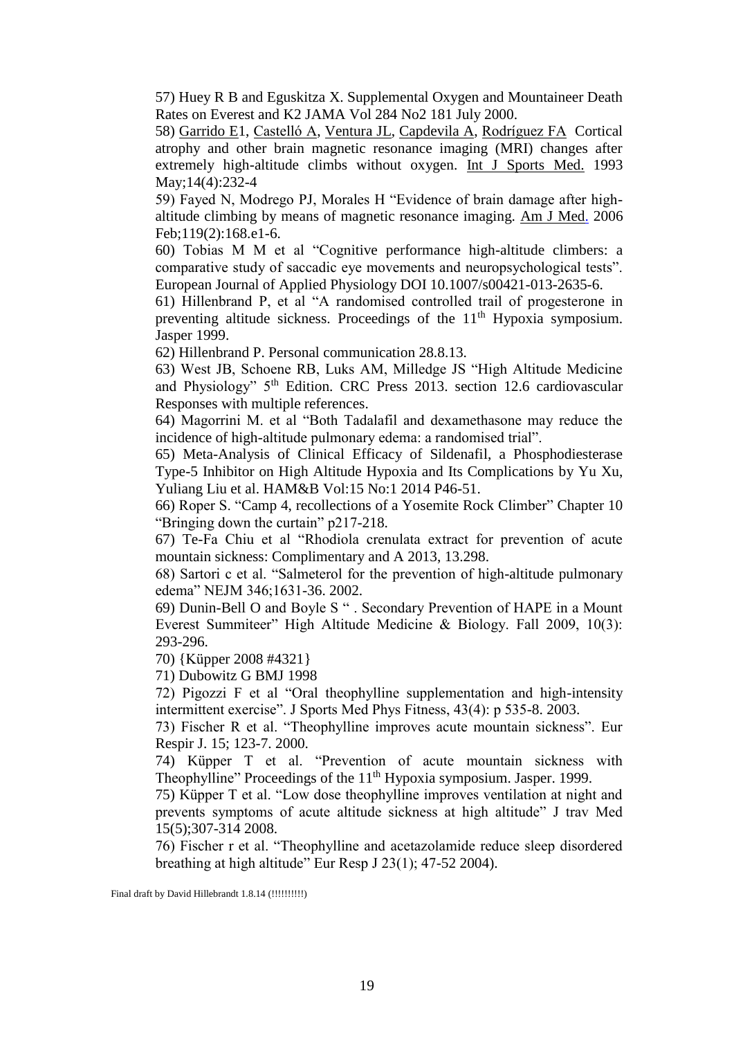57) Huey R B and Eguskitza X. Supplemental Oxygen and Mountaineer Death Rates on Everest and K2 JAMA Vol 284 No2 181 July 2000.

58) Garrido E1, Castelló A, Ventura JL, Capdevila A, Rodríguez FA Cortical atrophy and other brain magnetic resonance imaging (MRI) changes after extremely high-altitude climbs without oxygen. Int J Sports Med. 1993 May;14(4):232-4

59) Fayed N, Modrego PJ, Morales H "Evidence of brain damage after high-altitude climbing by means of magnetic resonance imaging. Am J Med. 2006 Feb;119(2):168.e1-6.

60) Tobias M M et al "Cognitive performance high-altitude climbers: a comparative study of saccadic eye movements and neuropsychological tests". European Journal of Applied Physiology DOI 10.1007/s00421-013-2635-6.

61) Hillenbrand P, et al "A randomised controlled trail of progesterone in preventing altitude sickness. Proceedings of the 11th Hypoxia symposium. Jasper 1999.

62) Hillenbrand P. Personal communication 28.8.13.

63) West JB, Schoene RB, Luks AM, Milledge JS "High Altitude Medicine and Physiology" 5th Edition. CRC Press 2013. section 12.6 cardiovascular Responses with multiple references.

64) Magorrini M. et al "Both Tadalafil and dexamethasone may reduce the incidence of high-altitude pulmonary edema: a randomised trial".

65) Meta-Analysis of Clinical Efficacy of Sildenafil, a Phosphodiesterase Type-5 Inhibitor on High Altitude Hypoxia and Its Complications by Yu Xu, Yuliang Liu et al. HAM&B Vol:15 No:1 2014 P46-51.

66) Roper S. "Camp 4, recollections of a Yosemite Rock Climber" Chapter 10 "Bringing down the curtain" p217-218.

67) Te-Fa Chiu et al "Rhodiola crenulata extract for prevention of acute mountain sickness: Complimentary and A 2013, 13.298.

68) Sartori c et al. "Salmeterol for the prevention of high-altitude pulmonary edema" NEJM 346;1631-36. 2002.

69) Dunin-Bell O and Boyle S " . Secondary Prevention of HAPE in a Mount Everest Summiteer" High Altitude Medicine & Biology. Fall 2009, 10(3): 293-296.

70) {Küpper 2008 #4321}

71) Dubowitz G BMJ 1998

72) Pigozzi F et al "Oral theophylline supplementation and high-intensity intermittent exercise". J Sports Med Phys Fitness, 43(4): p 535-8. 2003.

73) Fischer R et al. "Theophylline improves acute mountain sickness". Eur Respir J. 15; 123-7. 2000.

74) Küpper T et al. "Prevention of acute mountain sickness with Theophylline" Proceedings of the 11th Hypoxia symposium. Jasper. 1999.

75) Küpper T et al. "Low dose theophylline improves ventilation at night and prevents symptoms of acute altitude sickness at high altitude" J trav Med 15(5);307-314 2008.

76) Fischer r et al. "Theophylline and acetazolamide reduce sleep disordered breathing at high altitude" Eur Resp J 23(1); 47-52 2004).

Final draft by David Hillebrandt 1.8.14 (!!!!!!!!!!)